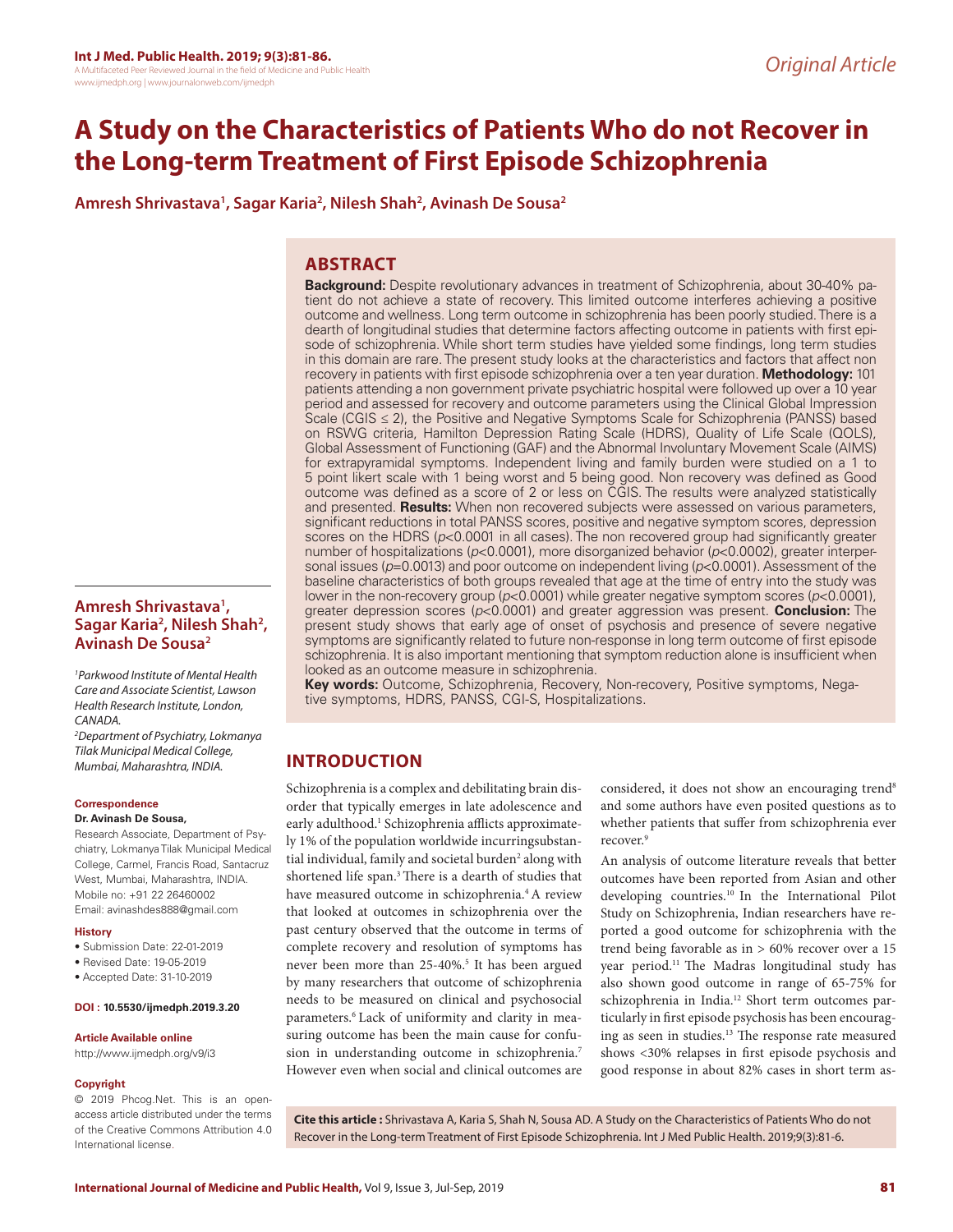Original Article

# A Study on the Characteristics of Patients Who do not Recover in the Long-term Treatment of First Episode Schizophrenia

**Amresh Shrivastava[1], Sagar Karia[2], Nilesh Shah[2], Avinash De Sousa[2]**

## ABSTRACT

**Background:** Despite revolutionary advances in treatment of Schizophrenia, about 30-40% patient do not achieve a state of recovery. This limited outcome interferes achieving a positive outcome and wellness. Long term outcome in schizophrenia has been poorly studied. There is a dearth of longitudinal studies that determine factors affecting outcome in patients with first episode of schizophrenia. While short term studies have yielded some findings, long term studies in this domain are rare. The present study looks at the characteristics and factors that affect non recovery in patients with first episode schizophrenia over a ten year duration. **Methodology:** 101 patients attending a non government private psychiatric hospital were followed up over a 10 year period and assessed for recovery and outcome parameters using the Clinical Global Impression Scale (CGIS ≤ 2), the Positive and Negative Symptoms Scale for Schizophrenia (PANSS) based on RSWG criteria, Hamilton Depression Rating Scale (HDRS), Quality of Life Scale (QOLS), Global Assessment of Functioning (GAF) and the Abnormal Involuntary Movement Scale (AIMS) for extrapyramidal symptoms. Independent living and family burden were studied on a 1 to 5 point likert scale with 1 being worst and 5 being good. Non recovery was defined as Good outcome was defined as a score of 2 or less on CGIS. The results were analyzed statistically and presented. **Results:** When non recovered subjects were assessed on various parameters, significant reductions in total PANSS scores, positive and negative symptom scores, depression scores on the HDRS ($p$<0.0001 in all cases). The non recovered group had significantly greater number of hospitalizations ($p$<0.0001), more disorganized behavior ($p$<0.0002), greater interpersonal issues ($p$=0.0013) and poor outcome on independent living ($p$<0.0001). Assessment of the baseline characteristics of both groups revealed that age at the time of entry into the study was lower in the non-recovery group ($p$<0.0001) while greater negative symptom scores ($p$<0.0001), greater depression scores ($p$<0.0001) and greater aggression was present. **Conclusion:** The present study shows that early age of onset of psychosis and presence of severe negative symptoms are significantly related to future non-response in long term outcome of first episode schizophrenia. It is also important mentioning that symptom reduction alone is insufficient when looked as an outcome measure in schizophrenia.

**Key words:** Outcome, Schizophrenia, Recovery, Non-recovery, Positive symptoms, Negative symptoms, HDRS, PANSS, CGI-S, Hospitalizations.

**Amresh Shrivastava[1], Sagar Karia[2], Nilesh Shah[2], Avinash De Sousa[2]**

*[1]Parkwood Institute of Mental Health Care and Associate Scientist, Lawson Health Research Institute, London, CANADA.*

*[2]Department of Psychiatry, Lokmanya Tilak Municipal Medical College, Mumbai, Maharashtra, INDIA.*

#### Correspondence

**Dr. Avinash De Sousa,**

Research Associate, Department of Psychiatry, Lokmanya Tilak Municipal Medical College, Carmel, Francis Road, Santacruz West, Mumbai, Maharashtra, INDIA.
Mobile no: +91 22 26460002
Email: avinashdes888@gmail.com

#### History

- Submission Date: 22-01-2019
- Revised Date: 19-05-2019
- Accepted Date: 31-10-2019

**DOI : 10.5530/ijmedph.2019.3.20**

#### Article Available online

http://www.ijmedph.org/v9/i3

#### Copyright

© 2019 Phcog.Net. This is an open-access article distributed under the terms of the Creative Commons Attribution 4.0 International license.

## INTRODUCTION

Schizophrenia is a complex and debilitating brain disorder that typically emerges in late adolescence and early adulthood.[1] Schizophrenia afflicts approximately 1% of the population worldwide incurringsubstantial individual, family and societal burden[2] along with shortened life span.[3] There is a dearth of studies that have measured outcome in schizophrenia.[4] A review that looked at outcomes in schizophrenia over the past century observed that the outcome in terms of complete recovery and resolution of symptoms has never been more than 25-40%.[5] It has been argued by many researchers that outcome of schizophrenia needs to be measured on clinical and psychosocial parameters.[6] Lack of uniformity and clarity in measuring outcome has been the main cause for confusion in understanding outcome in schizophrenia.[7] However even when social and clinical outcomes are considered, it does not show an encouraging trend[8] and some authors have even posited questions as to whether patients that suffer from schizophrenia ever recover.[9]

An analysis of outcome literature reveals that better outcomes have been reported from Asian and other developing countries.[10] In the International Pilot Study on Schizophrenia, Indian researchers have reported a good outcome for schizophrenia with the trend being favorable as in > 60% recover over a 15 year period.[11] The Madras longitudinal study has also shown good outcome in range of 65-75% for schizophrenia in India.[12] Short term outcomes particularly in first episode psychosis has been encouraging as seen in studies.[13] The response rate measured shows <30% relapses in first episode psychosis and good response in about 82% cases in short term as-

**Cite this article :** Shrivastava A, Karia S, Shah N, Sousa AD. A Study on the Characteristics of Patients Who do not Recover in the Long-term Treatment of First Episode Schizophrenia. Int J Med Public Health. 2019;9(3):81-6.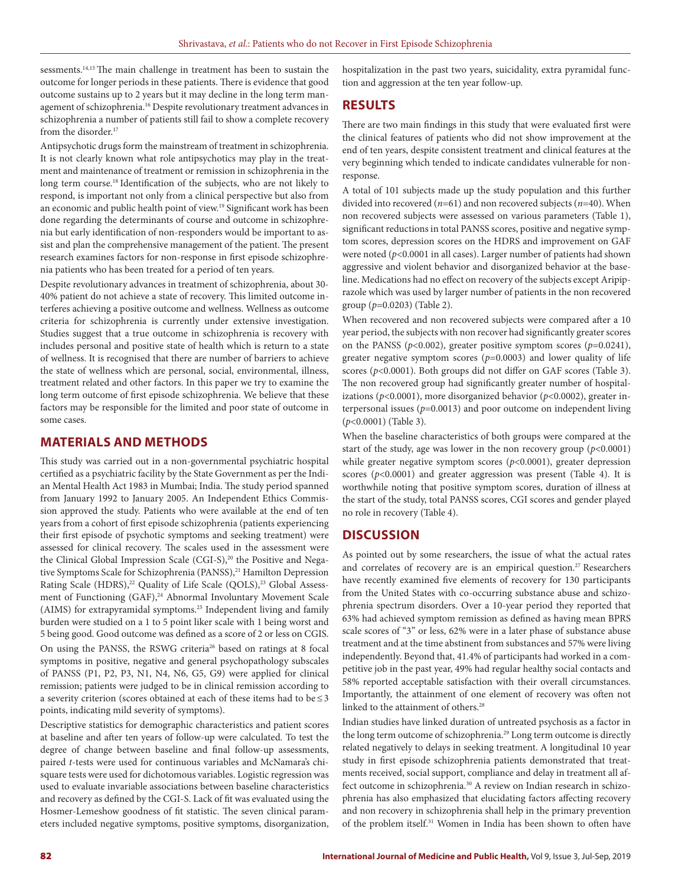sessments.[14,15] The main challenge in treatment has been to sustain the outcome for longer periods in these patients. There is evidence that good outcome sustains up to 2 years but it may decline in the long term management of schizophrenia.[16] Despite revolutionary treatment advances in schizophrenia a number of patients still fail to show a complete recovery from the disorder.[17]

Antipsychotic drugs form the mainstream of treatment in schizophrenia. It is not clearly known what role antipsychotics may play in the treatment and maintenance of treatment or remission in schizophrenia in the long term course.[18] Identification of the subjects, who are not likely to respond, is important not only from a clinical perspective but also from an economic and public health point of view.[19] Significant work has been done regarding the determinants of course and outcome in schizophrenia but early identification of non-responders would be important to assist and plan the comprehensive management of the patient. The present research examines factors for non-response in first episode schizophrenia patients who has been treated for a period of ten years.

Despite revolutionary advances in treatment of schizophrenia, about 30-40% patient do not achieve a state of recovery. This limited outcome interferes achieving a positive outcome and wellness. Wellness as outcome criteria for schizophrenia is currently under extensive investigation. Studies suggest that a true outcome in schizophrenia is recovery with includes personal and positive state of health which is return to a state of wellness. It is recognised that there are number of barriers to achieve the state of wellness which are personal, social, environmental, illness, treatment related and other factors. In this paper we try to examine the long term outcome of first episode schizophrenia. We believe that these factors may be responsible for the limited and poor state of outcome in some cases.

## MATERIALS AND METHODS

This study was carried out in a non-governmental psychiatric hospital certified as a psychiatric facility by the State Government as per the Indian Mental Health Act 1983 in Mumbai; India. The study period spanned from January 1992 to January 2005. An Independent Ethics Commission approved the study. Patients who were available at the end of ten years from a cohort of first episode schizophrenia (patients experiencing their first episode of psychotic symptoms and seeking treatment) were assessed for clinical recovery. The scales used in the assessment were the Clinical Global Impression Scale (CGI-S),[20] the Positive and Negative Symptoms Scale for Schizophrenia (PANSS),[21] Hamilton Depression Rating Scale (HDRS),[22] Quality of Life Scale (QOLS),[23] Global Assessment of Functioning (GAF),[24] Abnormal Involuntary Movement Scale (AIMS) for extrapyramidal symptoms.[25] Independent living and family burden were studied on a 1 to 5 point liker scale with 1 being worst and 5 being good. Good outcome was defined as a score of 2 or less on CGIS.

On using the PANSS, the RSWG criteria[26] based on ratings at 8 focal symptoms in positive, negative and general psychopathology subscales of PANSS (P1, P2, P3, N1, N4, N6, G5, G9) were applied for clinical remission; patients were judged to be in clinical remission according to a severity criterion (scores obtained at each of these items had to be $\leq 3$ points, indicating mild severity of symptoms).

Descriptive statistics for demographic characteristics and patient scores at baseline and after ten years of follow-up were calculated. To test the degree of change between baseline and final follow-up assessments, paired *t*-tests were used for continuous variables and McNamara's chi-square tests were used for dichotomous variables. Logistic regression was used to evaluate invariable associations between baseline characteristics and recovery as defined by the CGI-S. Lack of fit was evaluated using the Hosmer-Lemeshow goodness of fit statistic. The seven clinical parameters included negative symptoms, positive symptoms, disorganization, hospitalization in the past two years, suicidality, extra pyramidal function and aggression at the ten year follow-up.

## RESULTS

There are two main findings in this study that were evaluated first were the clinical features of patients who did not show improvement at the end of ten years, despite consistent treatment and clinical features at the very beginning which tended to indicate candidates vulnerable for non-response.

A total of 101 subjects made up the study population and this further divided into recovered ($n$=61) and non recovered subjects ($n$=40). When non recovered subjects were assessed on various parameters (Table 1), significant reductions in total PANSS scores, positive and negative symptom scores, depression scores on the HDRS and improvement on GAF were noted ($p$<0.0001 in all cases). Larger number of patients had shown aggressive and violent behavior and disorganized behavior at the baseline. Medications had no effect on recovery of the subjects except Aripiprazole which was used by larger number of patients in the non recovered group ($p$=0.0203) (Table 2).

When recovered and non recovered subjects were compared after a 10 year period, the subjects with non recover had significantly greater scores on the PANSS ($p$<0.002), greater positive symptom scores ($p$=0.0241), greater negative symptom scores ($p$=0.0003) and lower quality of life scores ($p$<0.0001). Both groups did not differ on GAF scores (Table 3). The non recovered group had significantly greater number of hospitalizations ($p$<0.0001), more disorganized behavior ($p$<0.0002), greater interpersonal issues ($p$=0.0013) and poor outcome on independent living ($p$<0.0001) (Table 3).

When the baseline characteristics of both groups were compared at the start of the study, age was lower in the non recovery group ($p$<0.0001) while greater negative symptom scores ($p$<0.0001), greater depression scores ($p$<0.0001) and greater aggression was present (Table 4). It is worthwhile noting that positive symptom scores, duration of illness at the start of the study, total PANSS scores, CGI scores and gender played no role in recovery (Table 4).

## DISCUSSION

As pointed out by some researchers, the issue of what the actual rates and correlates of recovery are is an empirical question.[27] Researchers have recently examined five elements of recovery for 130 participants from the United States with co-occurring substance abuse and schizophrenia spectrum disorders. Over a 10-year period they reported that 63% had achieved symptom remission as defined as having mean BPRS scale scores of "3" or less, 62% were in a later phase of substance abuse treatment and at the time abstinent from substances and 57% were living independently. Beyond that, 41.4% of participants had worked in a competitive job in the past year, 49% had regular healthy social contacts and 58% reported acceptable satisfaction with their overall circumstances. Importantly, the attainment of one element of recovery was often not linked to the attainment of others.[28]

Indian studies have linked duration of untreated psychosis as a factor in the long term outcome of schizophrenia.[29] Long term outcome is directly related negatively to delays in seeking treatment. A longitudinal 10 year study in first episode schizophrenia patients demonstrated that treatments received, social support, compliance and delay in treatment all affect outcome in schizophrenia.[30] A review on Indian research in schizophrenia has also emphasized that elucidating factors affecting recovery and non recovery in schizophrenia shall help in the primary prevention of the problem itself.[31] Women in India has been shown to often have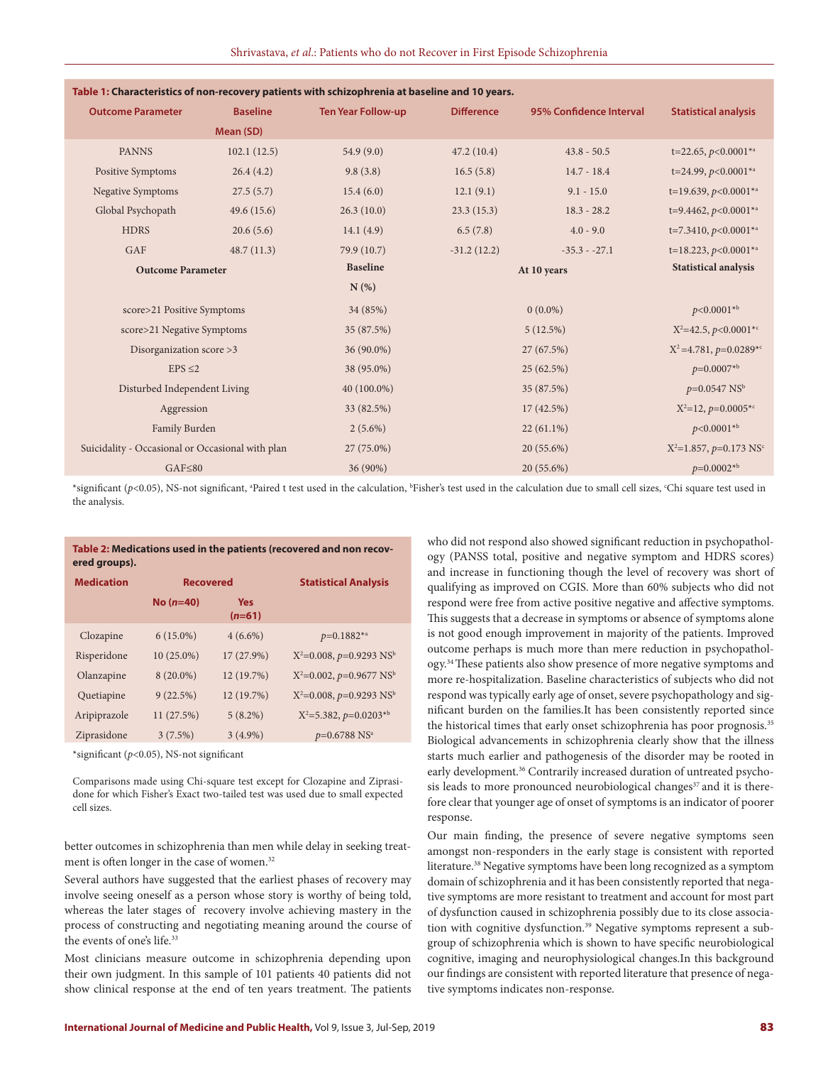**Table 1: Characteristics of non-recovery patients with schizophrenia at baseline and 10 years.**

| Outcome Parameter | Baseline | Ten Year Follow-up | Difference | 95% Confidence Interval | Statistical analysis |
|---|---|---|---|---|---|
| | Mean (SD) | | | | |
| PANNS | 102.1 (12.5) | 54.9 (9.0) | 47.2 (10.4) | 43.8 - 50.5 | t=22.65, $p<0.0001$*[a] |
| Positive Symptoms | 26.4 (4.2) | 9.8 (3.8) | 16.5 (5.8) | 14.7 - 18.4 | t=24.99, $p<0.0001$*[a] |
| Negative Symptoms | 27.5 (5.7) | 15.4 (6.0) | 12.1 (9.1) | 9.1 - 15.0 | t=19.639, $p<0.0001$*[a] |
| Global Psychopath | 49.6 (15.6) | 26.3 (10.0) | 23.3 (15.3) | 18.3 - 28.2 | t=9.4462, $p<0.0001$*[a] |
| HDRS | 20.6 (5.6) | 14.1 (4.9) | 6.5 (7.8) | 4.0 - 9.0 | t=7.3410, $p<0.0001$*[a] |
| GAF | 48.7 (11.3) | 79.9 (10.7) | -31.2 (12.2) | -35.3 - -27.1 | t=18.223, $p<0.0001$*[a] |
| **Outcome Parameter** | | **Baseline N (%)** | | **At 10 years** | **Statistical analysis** |
| score>21 Positive Symptoms | | 34 (85%) | | 0 (0.0%) | $p<0.0001$*[b] |
| score>21 Negative Symptoms | | 35 (87.5%) | | 5 (12.5%) | $X^2$=42.5, $p<0.0001$*[c] |
| Disorganization score >3 | | 36 (90.0%) | | 27 (67.5%) | $X^2$=4.781, $p=0.0289$*[c] |
| EPS ≤2 | | 38 (95.0%) | | 25 (62.5%) | $p=0.0007$*[b] |
| Disturbed Independent Living | | 40 (100.0%) | | 35 (87.5%) | $p=0.0547$ NS[b] |
| Aggression | | 33 (82.5%) | | 17 (42.5%) | $X^2$=12, $p=0.0005$*[c] |
| Family Burden | | 2 (5.6%) | | 22 (61.1%) | $p<0.0001$*[b] |
| Suicidality - Occasional or Occasional with plan | | 27 (75.0%) | | 20 (55.6%) | $X^2$=1.857, $p=0.173$ NS[c] |
| GAF≤80 | | 36 (90%) | | 20 (55.6%) | $p=0.0002$*[b] |

*significant ($p<0.05$), NS-not significant, [a]Paired t test used in the calculation, [b]Fisher's test used in the calculation due to small cell sizes, [c]Chi square test used in the analysis.

**Table 2: Medications used in the patients (recovered and non recovered groups).**

| Medication | Recovered | | Statistical Analysis |
|---|---|---|---|
| | No ($n$=40) | Yes ($n$=61) | |
| Clozapine | 6 (15.0%) | 4 (6.6%) | $p=0.1882$*[a] |
| Risperidone | 10 (25.0%) | 17 (27.9%) | $X^2$=0.008, $p=0.9293$ NS[b] |
| Olanzapine | 8 (20.0%) | 12 (19.7%) | $X^2$=0.002, $p=0.9677$ NS[b] |
| Quetiapine | 9 (22.5%) | 12 (19.7%) | $X^2$=0.008, $p=0.9293$ NS[b] |
| Aripiprazole | 11 (27.5%) | 5 (8.2%) | $X^2$=5.382, $p=0.0203$*[b] |
| Ziprasidone | 3 (7.5%) | 3 (4.9%) | $p=0.6788$ NS[a] |

*significant ($p<0.05$), NS-not significant

Comparisons made using Chi-square test except for Clozapine and Ziprasidone for which Fisher's Exact two-tailed test was used due to small expected cell sizes.

better outcomes in schizophrenia than men while delay in seeking treatment is often longer in the case of women.[32]

Several authors have suggested that the earliest phases of recovery may involve seeing oneself as a person whose story is worthy of being told, whereas the later stages of recovery involve achieving mastery in the process of constructing and negotiating meaning around the course of the events of one's life.[33]

Most clinicians measure outcome in schizophrenia depending upon their own judgment. In this sample of 101 patients 40 patients did not show clinical response at the end of ten years treatment. The patients who did not respond also showed significant reduction in psychopathology (PANSS total, positive and negative symptom and HDRS scores) and increase in functioning though the level of recovery was short of qualifying as improved on CGIS. More than 60% subjects who did not respond were free from active positive negative and affective symptoms. This suggests that a decrease in symptoms or absence of symptoms alone is not good enough improvement in majority of the patients. Improved outcome perhaps is much more than mere reduction in psychopathology.[34] These patients also show presence of more negative symptoms and more re-hospitalization. Baseline characteristics of subjects who did not respond was typically early age of onset, severe psychopathology and significant burden on the families.It has been consistently reported since the historical times that early onset schizophrenia has poor prognosis.[35] Biological advancements in schizophrenia clearly show that the illness starts much earlier and pathogenesis of the disorder may be rooted in early development.[36] Contrarily increased duration of untreated psychosis leads to more pronounced neurobiological changes[37] and it is therefore clear that younger age of onset of symptoms is an indicator of poorer response.

Our main finding, the presence of severe negative symptoms seen amongst non-responders in the early stage is consistent with reported literature.[38] Negative symptoms have been long recognized as a symptom domain of schizophrenia and it has been consistently reported that negative symptoms are more resistant to treatment and account for most part of dysfunction caused in schizophrenia possibly due to its close association with cognitive dysfunction.[39] Negative symptoms represent a subgroup of schizophrenia which is shown to have specific neurobiological cognitive, imaging and neurophysiological changes.In this background our findings are consistent with reported literature that presence of negative symptoms indicates non-response.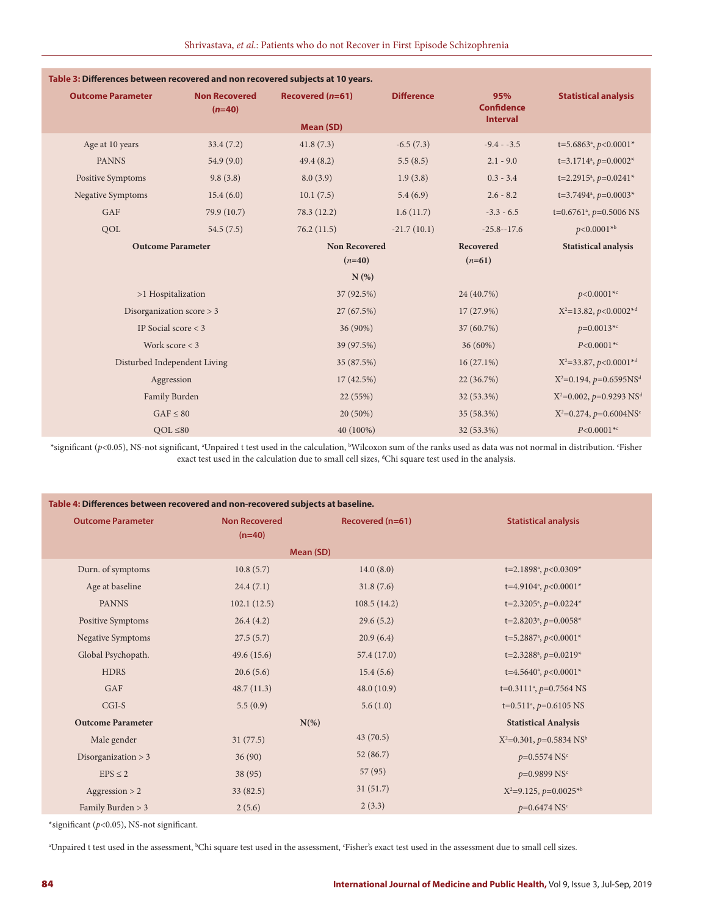**Table 3: Differences between recovered and non recovered subjects at 10 years.**

| Outcome Parameter | Non Recovered (*n*=40) | Recovered (*n*=61) | Difference | 95% Confidence Interval | Statistical analysis |
|---|---|---|---|---|---|
| | Mean (SD) | | | | |
| Age at 10 years | 33.4 (7.2) | 41.8 (7.3) | -6.5 (7.3) | -9.4 - -3.5 | t=5.6863[a], $p$<0.0001* |
| PANNS | 54.9 (9.0) | 49.4 (8.2) | 5.5 (8.5) | 2.1 - 9.0 | t=3.1714[a], $p$=0.0002* |
| Positive Symptoms | 9.8 (3.8) | 8.0 (3.9) | 1.9 (3.8) | 0.3 - 3.4 | t=2.2915[a], $p$=0.0241* |
| Negative Symptoms | 15.4 (6.0) | 10.1 (7.5) | 5.4 (6.9) | 2.6 - 8.2 | t=3.7494[a], $p$=0.0003* |
| GAF | 79.9 (10.7) | 78.3 (12.2) | 1.6 (11.7) | -3.3 - 6.5 | t=0.6761[a], $p$=0.5006 NS |
| QOL | 54.5 (7.5) | 76.2 (11.5) | -21.7 (10.1) | -25.8--17.6 | $p$<0.0001*[b] |

| Outcome Parameter | Non Recovered (*n*=40) | Recovered (*n*=61) | Statistical analysis |
|---|---|---|---|
| | N (%) | | |
| >1 Hospitalization | 37 (92.5%) | 24 (40.7%) | $p$<0.0001*[c] |
| Disorganization score > 3 | 27 (67.5%) | 17 (27.9%) | $X^2$=13.82, $p$<0.0002*[d] |
| IP Social score < 3 | 36 (90%) | 37 (60.7%) | $p$=0.0013*[c] |
| Work score < 3 | 39 (97.5%) | 36 (60%) | $P$<0.0001*[c] |
| Disturbed Independent Living | 35 (87.5%) | 16 (27.1%) | $X^2$=33.87, $p$<0.0001*[d] |
| Aggression | 17 (42.5%) | 22 (36.7%) | $X^2$=0.194, $p$=0.6595NS[d] |
| Family Burden | 22 (55%) | 32 (53.3%) | $X^2$=0.002, $p$=0.9293 NS[d] |
| GAF ≤ 80 | 20 (50%) | 35 (58.3%) | $X^2$=0.274, $p$=0.6004NS[c] |
| QOL ≤80 | 40 (100%) | 32 (53.3%) | $P$<0.0001*[c] |

*significant ($p$<0.05), NS-not significant, [a]Unpaired t test used in the calculation, [b]Wilcoxon sum of the ranks used as data was not normal in distribution. [c]Fisher exact test used in the calculation due to small cell sizes, [d]Chi square test used in the analysis.

**Table 4: Differences between recovered and non-recovered subjects at baseline.**

| Outcome Parameter | Non Recovered (n=40) | Recovered (n=61) | Statistical analysis |
|---|---|---|---|
| | Mean (SD) | | |
| Durn. of symptoms | 10.8 (5.7) | 14.0 (8.0) | t=2.1898[a], $p$<0.0309* |
| Age at baseline | 24.4 (7.1) | 31.8 (7.6) | t=4.9104[a], $p$<0.0001* |
| PANNS | 102.1 (12.5) | 108.5 (14.2) | t=2.3205[a], $p$=0.0224* |
| Positive Symptoms | 26.4 (4.2) | 29.6 (5.2) | t=2.8203[a], $p$=0.0058* |
| Negative Symptoms | 27.5 (5.7) | 20.9 (6.4) | t=5.2887[a], $p$<0.0001* |
| Global Psychopath. | 49.6 (15.6) | 57.4 (17.0) | t=2.3288[a], $p$=0.0219* |
| HDRS | 20.6 (5.6) | 15.4 (5.6) | t=4.5640[a], $p$<0.0001* |
| GAF | 48.7 (11.3) | 48.0 (10.9) | t=0.3111[a], $p$=0.7564 NS |
| CGI-S | 5.5 (0.9) | 5.6 (1.0) | t=0.511[a], $p$=0.6105 NS |
| **Outcome Parameter** | **N(%)** | | **Statistical Analysis** |
| Male gender | 31 (77.5) | 43 (70.5) | $X^2$=0.301, $p$=0.5834 NS[b] |
| Disorganization > 3 | 36 (90) | 52 (86.7) | $p$=0.5574 NS[c] |
| EPS ≤ 2 | 38 (95) | 57 (95) | $p$=0.9899 NS[c] |
| Aggression > 2 | 33 (82.5) | 31 (51.7) | $X^2$=9.125, $p$=0.0025*[b] |
| Family Burden > 3 | 2 (5.6) | 2 (3.3) | $p$=0.6474 NS[c] |

*significant ($p$<0.05), NS-not significant.

[a]Unpaired t test used in the assessment, [b]Chi square test used in the assessment, [c]Fisher's exact test used in the assessment due to small cell sizes.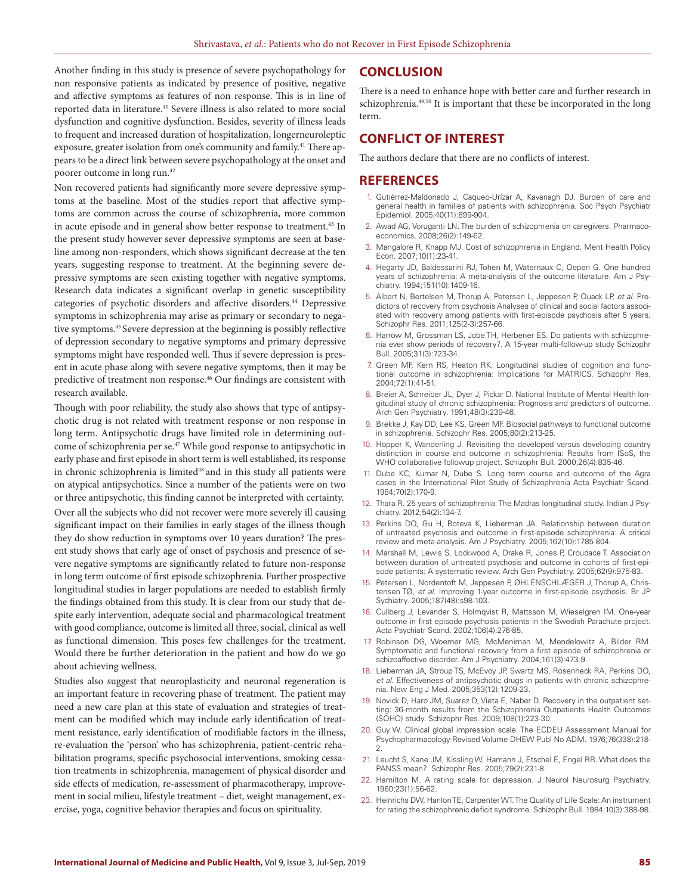Another finding in this study is presence of severe psychopathology for non responsive patients as indicated by presence of positive, negative and affective symptoms as features of non response. This is in line of reported data in literature.[40] Severe illness is also related to more social dysfunction and cognitive dysfunction. Besides, severity of illness leads to frequent and increased duration of hospitalization, longerneuroleptic exposure, greater isolation from one's community and family.[41] There appears to be a direct link between severe psychopathology at the onset and poorer outcome in long run.[42]

Non recovered patients had significantly more severe depressive symptoms at the baseline. Most of the studies report that affective symptoms are common across the course of schizophrenia, more common in acute episode and in general show better response to treatment.[43] In the present study however sever depressive symptoms are seen at baseline among non-responders, which shows significant decrease at the ten years, suggesting response to treatment. At the beginning severe depressive symptoms are seen existing together with negative symptoms. Research data indicates a significant overlap in genetic susceptibility categories of psychotic disorders and affective disorders.[44] Depressive symptoms in schizophrenia may arise as primary or secondary to negative symptoms.[45] Severe depression at the beginning is possibly reflective of depression secondary to negative symptoms and primary depressive symptoms might have responded well. Thus if severe depression is present in acute phase along with severe negative symptoms, then it may be predictive of treatment non response.[46] Our findings are consistent with research available.

Though with poor reliability, the study also shows that type of antipsychotic drug is not related with treatment response or non response in long term. Antipsychotic drugs have limited role in determining outcome of schizophrenia per se.[47] While good response to antipsychotic in early phase and first episode in short term is well established, its response in chronic schizophrenia is limited[48] and in this study all patients were on atypical antipsychotics. Since a number of the patients were on two or three antipsychotic, this finding cannot be interpreted with certainty.

Over all the subjects who did not recover were more severely ill causing significant impact on their families in early stages of the illness though they do show reduction in symptoms over 10 years duration? The present study shows that early age of onset of psychosis and presence of severe negative symptoms are significantly related to future non-response in long term outcome of first episode schizophrenia. Further prospective longitudinal studies in larger populations are needed to establish firmly the findings obtained from this study. It is clear from our study that despite early intervention, adequate social and pharmacological treatment with good compliance, outcome is limited all three, social, clinical as well as functional dimension. This poses few challenges for the treatment. Would there be further deterioration in the patient and how do we go about achieving wellness.

Studies also suggest that neuroplasticity and neuronal regeneration is an important feature in recovering phase of treatment. The patient may need a new care plan at this state of evaluation and strategies of treatment can be modified which may include early identification of treatment resistance, early identification of modifiable factors in the illness, re-evaluation the 'person' who has schizophrenia, patient-centric rehabilitation programs, specific psychosocial interventions, smoking cessation treatments in schizophrenia, management of physical disorder and side effects of medication, re-assessment of pharmacotherapy, improvement in social milieu, lifestyle treatment – diet, weight management, exercise, yoga, cognitive behavior therapies and focus on spirituality.

## CONCLUSION

There is a need to enhance hope with better care and further research in schizophrenia.[49,50] It is important that these be incorporated in the long term.

## CONFLICT OF INTEREST

The authors declare that there are no conflicts of interest.

## REFERENCES

1. Gutiérrez-Maldonado J, Caqueo-Urízar A, Kavanagh DJ. Burden of care and general health in families of patients with schizophrenia. Soc Psych Psychiatr Epidemiol. 2005;40(11):899-904.
2. Awad AG, Voruganti LN. The burden of schizophrenia on caregivers. Pharmacoeconomics. 2008;26(2):149-62.
3. Mangalore R, Knapp MJ. Cost of schizophrenia in England. Ment Health Policy Econ. 2007;10(1):23-41.
4. Hegarty JD, Baldessarini RJ, Tohen M, Waternaux C, Oepen G. One hundred years of schizophrenia: A meta-analysis of the outcome literature. Am J Psychiatry. 1994;151(10):1409-16.
5. Albert N, Bertelsen M, Thorup A, Petersen L, Jeppesen P, Quack LP, *et al*. Predictors of recovery from psychosis Analyses of clinical and social factors associated with recovery among patients with first-episode psychosis after 5 years. Schizophr Res. 2011;125(2-3):257-66.
6. Harrow M, Grossman LS, Jobe TH, Herbener ES. Do patients with schizophrenia ever show periods of recovery?. A 15-year multi-follow-up study Schizophr Bull. 2005;31(3):723-34.
7. Green MF, Kern RS, Heaton RK. Longitudinal studies of cognition and functional outcome in schizophrenia: Implications for MATRICS. Schizophr Res. 2004;72(1):41-51.
8. Breier A, Schreiber JL, Dyer J, Pickar D. National Institute of Mental Health longitudinal study of chronic schizophrenia: Prognosis and predictors of outcome. Arch Gen Psychiatry. 1991;48(3):239-46.
9. Brekke J, Kay DD, Lee KS, Green MF. Biosocial pathways to functional outcome in schizophrenia. Schizophr Res. 2005;80(2):213-25.
10. Hopper K, Wanderling J. Revisiting the developed versus developing country distinction in course and outcome in schizophrenia: Results from ISoS, the WHO collaborative followup project. Schizophr Bull. 2000;26(4):835-46.
11. Dube KC, Kumar N, Dube S. Long term course and outcome of the Agra cases in the International Pilot Study of Schizophrenia Acta Psychiatr Scand. 1984;70(2):170-9.
12. Thara R. 25 years of schizophrenia: The Madras longitudinal study. Indian J Psychiatry. 2012;54(2):134-7.
13. Perkins DO, Gu H, Boteva K, Lieberman JA. Relationship between duration of untreated psychosis and outcome in first-episode schizophrenia: A critical review and meta-analysis. Am J Psychiatry. 2005;162(10):1785-804.
14. Marshall M, Lewis S, Lockwood A, Drake R, Jones P, Croudace T. Association between duration of untreated psychosis and outcome in cohorts of first-episode patients: A systematic review. Arch Gen Psychiatry. 2005;62(9):975-83.
15. Petersen L, Nordentoft M, Jeppesen P, ØHLENSCHLÆGER J, Thorup A, Christensen TØ, *et al*. Improving 1-year outcome in first-episode psychosis. Br JP Sychiatry. 2005;187(48):s98-103.
16. Cullberg J, Levander S, Holmqvist R, Mattsson M, Wieselgren IM. One-year outcome in first episode psychosis patients in the Swedish Parachute project. Acta Psychiatr Scand. 2002;106(4):276-85.
17. Robinson DG, Woerner MG, McMeniman M, Mendelowitz A, Bilder RM. Symptomatic and functional recovery from a first episode of schizophrenia or schizoaffective disorder. Am J Psychiatry. 2004;161(3):473-9.
18. Lieberman JA, Stroup TS, McEvoy JP, Swartz MS, Rosenheck RA, Perkins DO, *et al*. Effectiveness of antipsychotic drugs in patients with chronic schizophrenia. New Eng J Med. 2005;353(12):1209-23.
19. Novick D, Haro JM, Suarez D, Vieta E, Naber D. Recovery in the outpatient setting: 36-month results from the Schizophrenia Outpatients Health Outcomes (SOHO) study. Schizophr Res. 2009;108(1):223-30.
20. Guy W. Clinical global impression scale. The ECDEU Assessment Manual for Psychopharmacology-Revised Volume DHEW Publ No ADM. 1976;76(338):218-2.
21. Leucht S, Kane JM, Kissling W, Hamann J, Etschel E, Engel RR. What does the PANSS mean?. Schizophr Res. 2005;79(2):231-8.
22. Hamilton M. A rating scale for depression. J Neurol Neurosurg Psychiatry. 1960;23(1):56-62.
23. Heinrichs DW, Hanlon TE, Carpenter WT. The Quality of Life Scale: An instrument for rating the schizophrenic deficit syndrome. Schizophr Bull. 1984;10(3):388-98.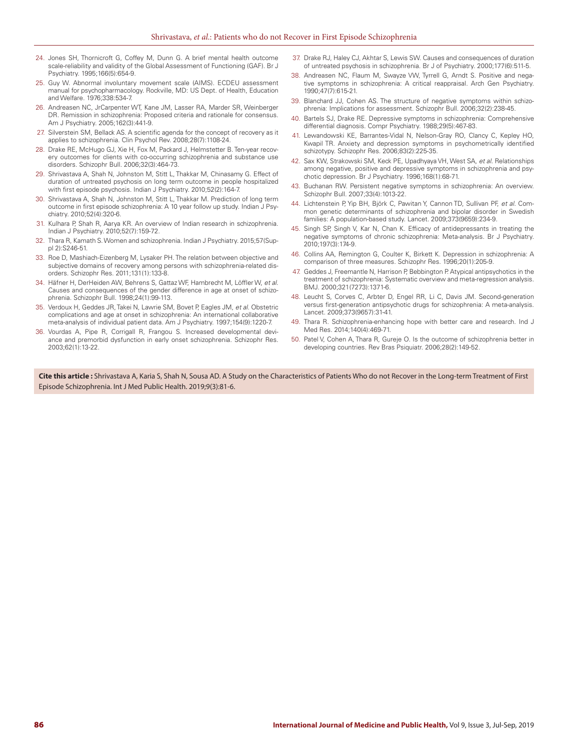24. Jones SH, Thornicroft G, Coffey M, Dunn G. A brief mental health outcome scale-reliability and validity of the Global Assessment of Functioning (GAF). Br J Psychiatry. 1995;166(5):654-9.
25. Guy W. Abnormal involuntary movement scale (AIMS). ECDEU assessment manual for psychopharmacology. Rockville, MD: US Dept. of Health, Education and Welfare. 1976;338:534-7.
26. Andreasen NC, JrCarpenter WT, Kane JM, Lasser RA, Marder SR, Weinberger DR. Remission in schizophrenia: Proposed criteria and rationale for consensus. Am J Psychiatry. 2005;162(3):441-9.
27. Silverstein SM, Bellack AS. A scientific agenda for the concept of recovery as it applies to schizophrenia. Clin Psychol Rev. 2008;28(7):1108-24.
28. Drake RE, McHugo GJ, Xie H, Fox M, Packard J, Helmstetter B. Ten-year recovery outcomes for clients with co-occurring schizophrenia and substance use disorders. Schizophr Bull. 2006;32(3):464-73.
29. Shrivastava A, Shah N, Johnston M, Stitt L, Thakkar M, Chinasamy G. Effect of duration of untreated psychosis on long term outcome in people hospitalized with first episode psychosis. Indian J Psychiatry. 2010;52(2):164-7.
30. Shrivastava A, Shah N, Johnston M, Stitt L, Thakkar M. Prediction of long term outcome in first episode schizophrenia: A 10 year follow up study. Indian J Psychiatry. 2010;52(4):320-6.
31. Kulhara P, Shah R, Aarya KR. An overview of Indian research in schizophrenia. Indian J Psychiatry. 2010;52(7):159-72.
32. Thara R, Kamath S. Women and schizophrenia. Indian J Psychiatry. 2015;57(Suppl 2):S246-51.
33. Roe D, Mashiach-Eizenberg M, Lysaker PH. The relation between objective and subjective domains of recovery among persons with schizophrenia-related disorders. Schizophr Res. 2011;131(1):133-8.
34. Häfner H, DerHeiden AW, Behrens S, Gattaz WF, Hambrecht M, Löffler W, *et al*. Causes and consequences of the gender difference in age at onset of schizophrenia. Schizophr Bull. 1998;24(1):99-113.
35. Verdoux H, Geddes JR, Takei N, Lawrie SM, Bovet P, Eagles JM, *et al*. Obstetric complications and age at onset in schizophrenia: An international collaborative meta-analysis of individual patient data. Am J Psychiatry. 1997;154(9):1220-7.
36. Vourdas A, Pipe R, Corrigall R, Frangou S. Increased developmental deviance and premorbid dysfunction in early onset schizophrenia. Schizophr Res. 2003;62(1):13-22.
37. Drake RJ, Haley CJ, Akhtar S, Lewis SW. Causes and consequences of duration of untreated psychosis in schizophrenia. Br J of Psychiatry. 2000;177(6):511-5.
38. Andreasen NC, Flaum M, Swayze VW, Tyrrell G, Arndt S. Positive and negative symptoms in schizophrenia: A critical reappraisal. Arch Gen Psychiatry. 1990;47(7):615-21.
39. Blanchard JJ, Cohen AS. The structure of negative symptoms within schizophrenia: Implications for assessment. Schizophr Bull. 2006;32(2):238-45.
40. Bartels SJ, Drake RE. Depressive symptoms in schizophrenia: Comprehensive differential diagnosis. Compr Psychiatry. 1988;29(5):467-83.
41. Lewandowski KE, Barrantes-Vidal N, Nelson-Gray RO, Clancy C, Kepley HO, Kwapil TR. Anxiety and depression symptoms in psychometrically identified schizotypy. Schizophr Res. 2006;83(2):225-35.
42. Sax KW, Strakowski SM, Keck PE, Upadhyaya VH, West SA, *et al*. Relationships among negative, positive and depressive symptoms in schizophrenia and psychotic depression. Br J Psychiatry. 1996;168(1):68-71.
43. Buchanan RW. Persistent negative symptoms in schizophrenia: An overview. Schizophr Bull. 2007;33(4):1013-22.
44. Lichtenstein P, Yip BH, Björk C, Pawitan Y, Cannon TD, Sullivan PF, *et al*. Common genetic determinants of schizophrenia and bipolar disorder in Swedish families: A population-based study. Lancet. 2009;373(9659):234-9.
45. Singh SP, Singh V, Kar N, Chan K. Efficacy of antidepressants in treating the negative symptoms of chronic schizophrenia: Meta-analysis. Br J Psychiatry. 2010;197(3):174-9.
46. Collins AA, Remington G, Coulter K, Birkett K. Depression in schizophrenia: A comparison of three measures. Schizophr Res. 1996;20(1):205-9.
47. Geddes J, Freemantle N, Harrison P, Bebbington P. Atypical antipsychotics in the treatment of schizophrenia: Systematic overview and meta-regression analysis. BMJ. 2000;321(7273):1371-6.
48. Leucht S, Corves C, Arbter D, Engel RR, Li C, Davis JM. Second-generation versus first-generation antipsychotic drugs for schizophrenia: A meta-analysis. Lancet. 2009;373(9657):31-41.
49. Thara R. Schizophrenia-enhancing hope with better care and research. Ind J Med Res. 2014;140(4):469-71.
50. Patel V, Cohen A, Thara R, Gureje O. Is the outcome of schizophrenia better in developing countries. Rev Bras Psiquiatr. 2006;28(2):149-52.

**Cite this article :** Shrivastava A, Karia S, Shah N, Sousa AD. A Study on the Characteristics of Patients Who do not Recover in the Long-term Treatment of First Episode Schizophrenia. Int J Med Public Health. 2019;9(3):81-6.